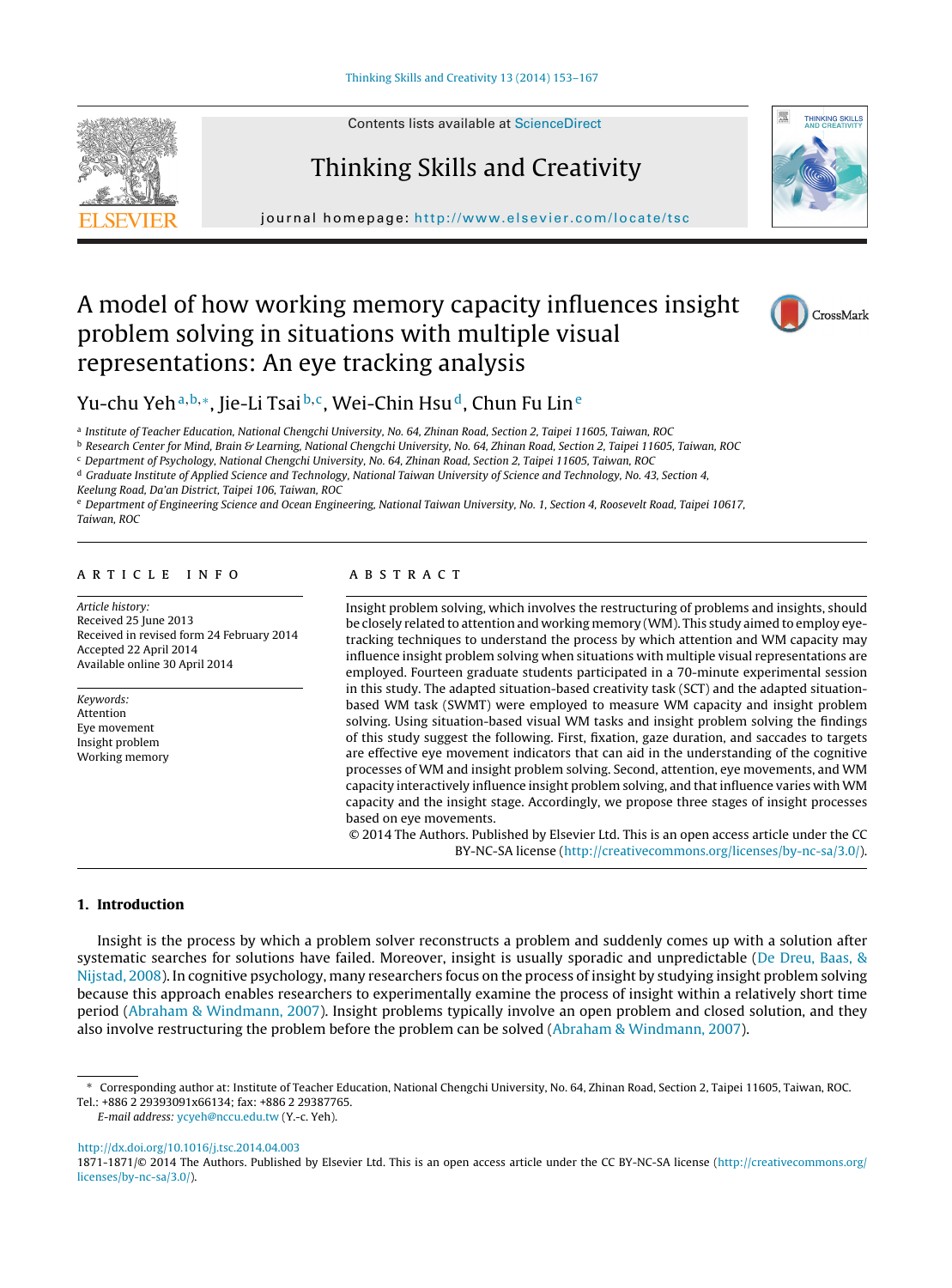Contents lists available at ScienceDirect

Thinking Skills and Creativity

journal homepage: http://www.elsevier.com/locate/tsc

# A model of how working memory capacity influences insight problem solving in situations with multiple visual representations: An eye tracking analysis

Yu-chu Yeh[a,b,*], Jie-Li Tsai[b,c], Wei-Chin Hsu[d], Chun Fu Lin[e]

[a] Institute of Teacher Education, National Chengchi University, No. 64, Zhinan Road, Section 2, Taipei 11605, Taiwan, ROC
[b] Research Center for Mind, Brain & Learning, National Chengchi University, No. 64, Zhinan Road, Section 2, Taipei 11605, Taiwan, ROC
[c] Department of Psychology, National Chengchi University, No. 64, Zhinan Road, Section 2, Taipei 11605, Taiwan, ROC
[d] Graduate Institute of Applied Science and Technology, National Taiwan University of Science and Technology, No. 43, Section 4, Keelung Road, Da'an District, Taipei 106, Taiwan, ROC
[e] Department of Engineering Science and Ocean Engineering, National Taiwan University, No. 1, Section 4, Roosevelt Road, Taipei 10617, Taiwan, ROC

**ARTICLE INFO**

*Article history:*
Received 25 June 2013
Received in revised form 24 February 2014
Accepted 22 April 2014
Available online 30 April 2014

*Keywords:*
Attention
Eye movement
Insight problem
Working memory

**ABSTRACT**

Insight problem solving, which involves the restructuring of problems and insights, should be closely related to attention and working memory (WM). This study aimed to employ eye-tracking techniques to understand the process by which attention and WM capacity may influence insight problem solving when situations with multiple visual representations are employed. Fourteen graduate students participated in a 70-minute experimental session in this study. The adapted situation-based creativity task (SCT) and the adapted situation-based WM task (SWMT) were employed to measure WM capacity and insight problem solving. Using situation-based visual WM tasks and insight problem solving the findings of this study suggest the following. First, fixation, gaze duration, and saccades to targets are effective eye movement indicators that can aid in the understanding of the cognitive processes of WM and insight problem solving. Second, attention, eye movements, and WM capacity interactively influence insight problem solving, and that influence varies with WM capacity and the insight stage. Accordingly, we propose three stages of insight processes based on eye movements.

© 2014 The Authors. Published by Elsevier Ltd. This is an open access article under the CC BY-NC-SA license (http://creativecommons.org/licenses/by-nc-sa/3.0/).

## 1. Introduction

Insight is the process by which a problem solver reconstructs a problem and suddenly comes up with a solution after systematic searches for solutions have failed. Moreover, insight is usually sporadic and unpredictable (De Dreu, Baas, & Nijstad, 2008). In cognitive psychology, many researchers focus on the process of insight by studying insight problem solving because this approach enables researchers to experimentally examine the process of insight within a relatively short time period (Abraham & Windmann, 2007). Insight problems typically involve an open problem and closed solution, and they also involve restructuring the problem before the problem can be solved (Abraham & Windmann, 2007).

\* Corresponding author at: Institute of Teacher Education, National Chengchi University, No. 64, Zhinan Road, Section 2, Taipei 11605, Taiwan, ROC. Tel.: +886 2 29393091x66134; fax: +886 2 29387765.
*E-mail address:* ycyeh@nccu.edu.tw (Y.-c. Yeh).

http://dx.doi.org/10.1016/j.tsc.2014.04.003
1871-1871/© 2014 The Authors. Published by Elsevier Ltd. This is an open access article under the CC BY-NC-SA license (http://creativecommons.org/licenses/by-nc-sa/3.0/).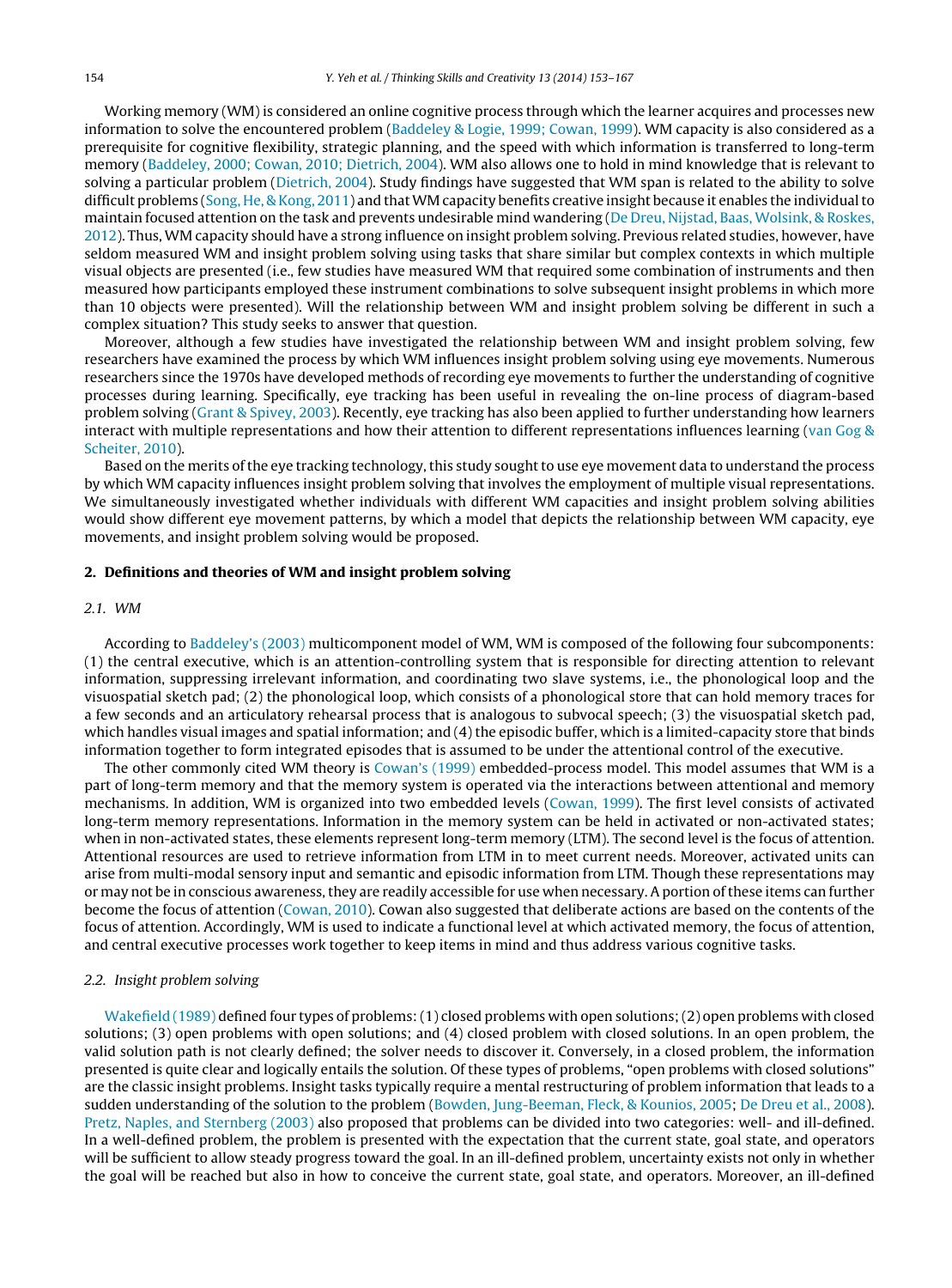Working memory (WM) is considered an online cognitive process through which the learner acquires and processes new information to solve the encountered problem (Baddeley & Logie, 1999; Cowan, 1999). WM capacity is also considered as a prerequisite for cognitive flexibility, strategic planning, and the speed with which information is transferred to long-term memory (Baddeley, 2000; Cowan, 2010; Dietrich, 2004). WM also allows one to hold in mind knowledge that is relevant to solving a particular problem (Dietrich, 2004). Study findings have suggested that WM span is related to the ability to solve difficult problems (Song, He, & Kong, 2011) and that WM capacity benefits creative insight because it enables the individual to maintain focused attention on the task and prevents undesirable mind wandering (De Dreu, Nijstad, Baas, Wolsink, & Roskes, 2012). Thus, WM capacity should have a strong influence on insight problem solving. Previous related studies, however, have seldom measured WM and insight problem solving using tasks that share similar but complex contexts in which multiple visual objects are presented (i.e., few studies have measured WM that required some combination of instruments and then measured how participants employed these instrument combinations to solve subsequent insight problems in which more than 10 objects were presented). Will the relationship between WM and insight problem solving be different in such a complex situation? This study seeks to answer that question.

Moreover, although a few studies have investigated the relationship between WM and insight problem solving, few researchers have examined the process by which WM influences insight problem solving using eye movements. Numerous researchers since the 1970s have developed methods of recording eye movements to further the understanding of cognitive processes during learning. Specifically, eye tracking has been useful in revealing the on-line process of diagram-based problem solving (Grant & Spivey, 2003). Recently, eye tracking has also been applied to further understanding how learners interact with multiple representations and how their attention to different representations influences learning (van Gog & Scheiter, 2010).

Based on the merits of the eye tracking technology, this study sought to use eye movement data to understand the process by which WM capacity influences insight problem solving that involves the employment of multiple visual representations. We simultaneously investigated whether individuals with different WM capacities and insight problem solving abilities would show different eye movement patterns, by which a model that depicts the relationship between WM capacity, eye movements, and insight problem solving would be proposed.

## 2. Definitions and theories of WM and insight problem solving

### 2.1. WM

According to Baddeley's (2003) multicomponent model of WM, WM is composed of the following four subcomponents: (1) the central executive, which is an attention-controlling system that is responsible for directing attention to relevant information, suppressing irrelevant information, and coordinating two slave systems, i.e., the phonological loop and the visuospatial sketch pad; (2) the phonological loop, which consists of a phonological store that can hold memory traces for a few seconds and an articulatory rehearsal process that is analogous to subvocal speech; (3) the visuospatial sketch pad, which handles visual images and spatial information; and (4) the episodic buffer, which is a limited-capacity store that binds information together to form integrated episodes that is assumed to be under the attentional control of the executive.

The other commonly cited WM theory is Cowan's (1999) embedded-process model. This model assumes that WM is a part of long-term memory and that the memory system is operated via the interactions between attentional and memory mechanisms. In addition, WM is organized into two embedded levels (Cowan, 1999). The first level consists of activated long-term memory representations. Information in the memory system can be held in activated or non-activated states; when in non-activated states, these elements represent long-term memory (LTM). The second level is the focus of attention. Attentional resources are used to retrieve information from LTM in to meet current needs. Moreover, activated units can arise from multi-modal sensory input and semantic and episodic information from LTM. Though these representations may or may not be in conscious awareness, they are readily accessible for use when necessary. A portion of these items can further become the focus of attention (Cowan, 2010). Cowan also suggested that deliberate actions are based on the contents of the focus of attention. Accordingly, WM is used to indicate a functional level at which activated memory, the focus of attention, and central executive processes work together to keep items in mind and thus address various cognitive tasks.

### 2.2. Insight problem solving

Wakefield (1989) defined four types of problems: (1) closed problems with open solutions; (2) open problems with closed solutions; (3) open problems with open solutions; and (4) closed problem with closed solutions. In an open problem, the valid solution path is not clearly defined; the solver needs to discover it. Conversely, in a closed problem, the information presented is quite clear and logically entails the solution. Of these types of problems, "open problems with closed solutions" are the classic insight problems. Insight tasks typically require a mental restructuring of problem information that leads to a sudden understanding of the solution to the problem (Bowden, Jung-Beeman, Fleck, & Kounios, 2005; De Dreu et al., 2008). Pretz, Naples, and Sternberg (2003) also proposed that problems can be divided into two categories: well- and ill-defined. In a well-defined problem, the problem is presented with the expectation that the current state, goal state, and operators will be sufficient to allow steady progress toward the goal. In an ill-defined problem, uncertainty exists not only in whether the goal will be reached but also in how to conceive the current state, goal state, and operators. Moreover, an ill-defined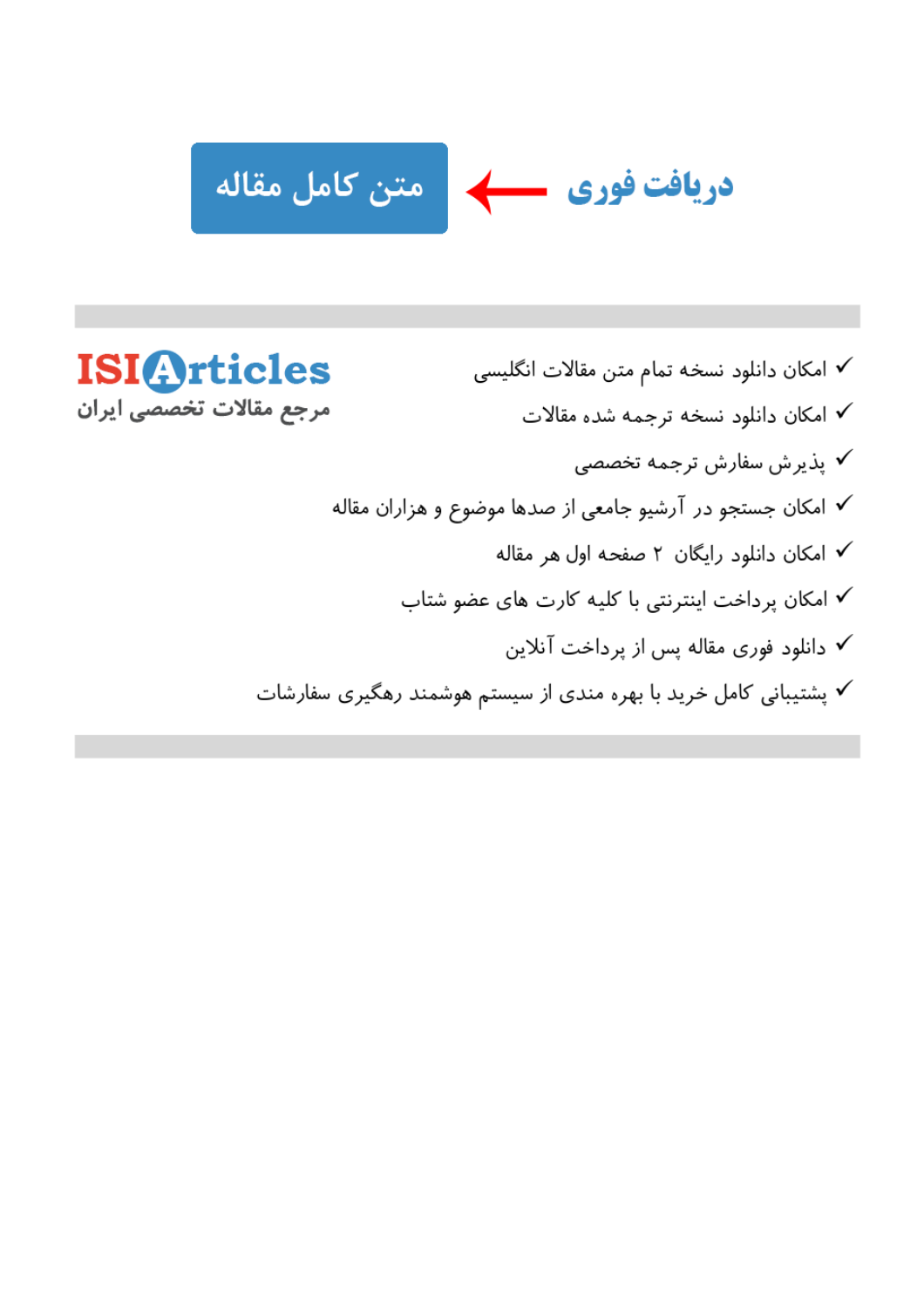**دریافت فوری** ← **متن کامل مقاله**

**ISIArticles**
**مرجع مقالات تخصصی ایران**

- ✓ امکان دانلود نسخه تمام متن مقالات انگلیسی
- ✓ امکان دانلود نسخه ترجمه شده مقالات
- ✓ پذیرش سفارش ترجمه تخصصی
- ✓ امکان جستجو در آرشیو جامعی از صدها موضوع و هزاران مقاله
- ✓ امکان دانلود رایگان ۲ صفحه اول هر مقاله
- ✓ امکان پرداخت اینترنتی با کلیه کارت های عضو شتاب
- ✓ دانلود فوری مقاله پس از پرداخت آنلاین
- ✓ پشتیبانی کامل خرید با بهره مندی از سیستم هوشمند رهگیری سفارشات